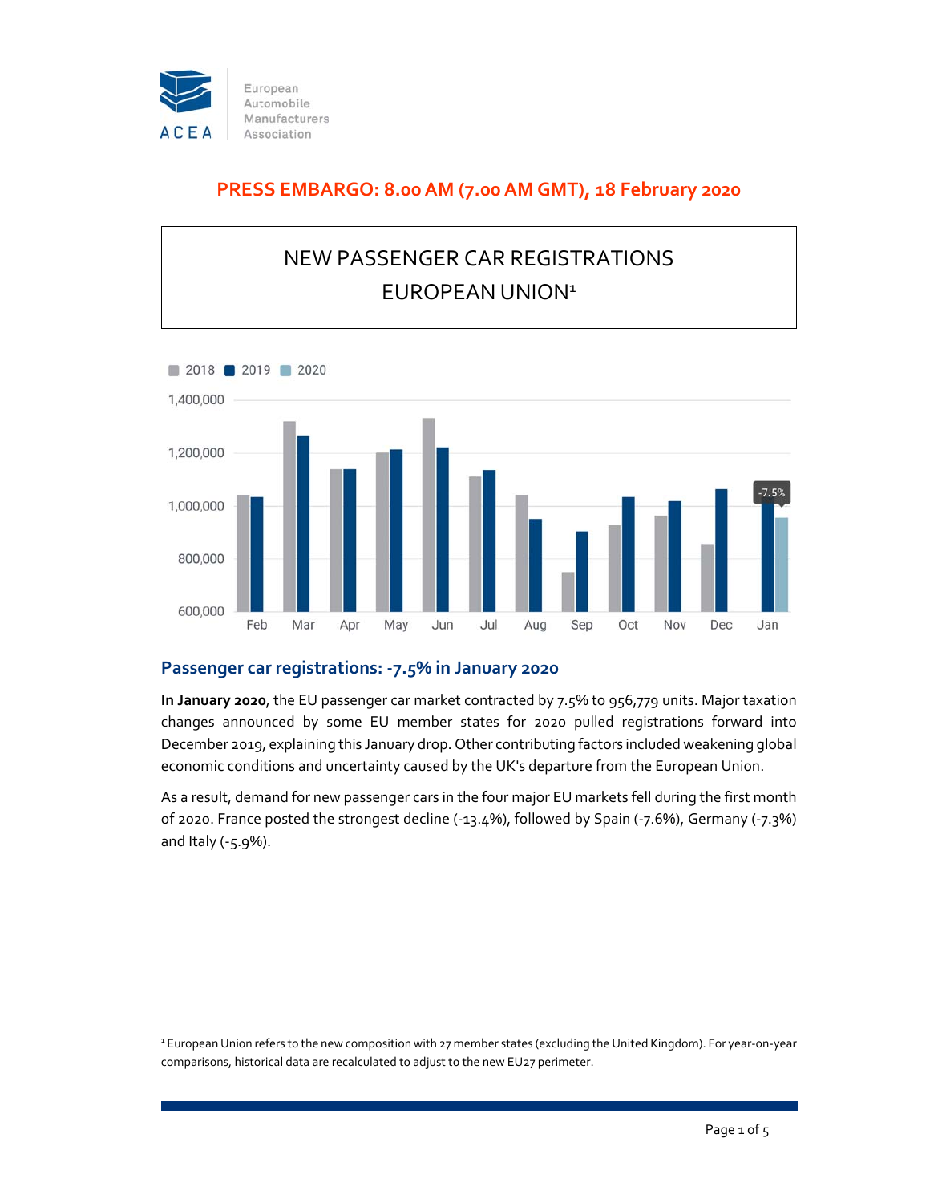European Automobile Manufacturers Association

**PRESS EMBARGO: 8.00 AM (7.00 AM GMT), 18 February 2020**

# NEW PASSENGER CAR REGISTRATIONS EUROPEAN UNION[1]

## Passenger car registrations: -7.5% in January 2020

**In January 2020**, the EU passenger car market contracted by 7.5% to 956,779 units. Major taxation changes announced by some EU member states for 2020 pulled registrations forward into December 2019, explaining this January drop. Other contributing factors included weakening global economic conditions and uncertainty caused by the UK's departure from the European Union.

As a result, demand for new passenger cars in the four major EU markets fell during the first month of 2020. France posted the strongest decline (-13.4%), followed by Spain (-7.6%), Germany (-7.3%) and Italy (-5.9%).

---

[1] European Union refers to the new composition with 27 member states (excluding the United Kingdom). For year-on-year comparisons, historical data are recalculated to adjust to the new EU27 perimeter.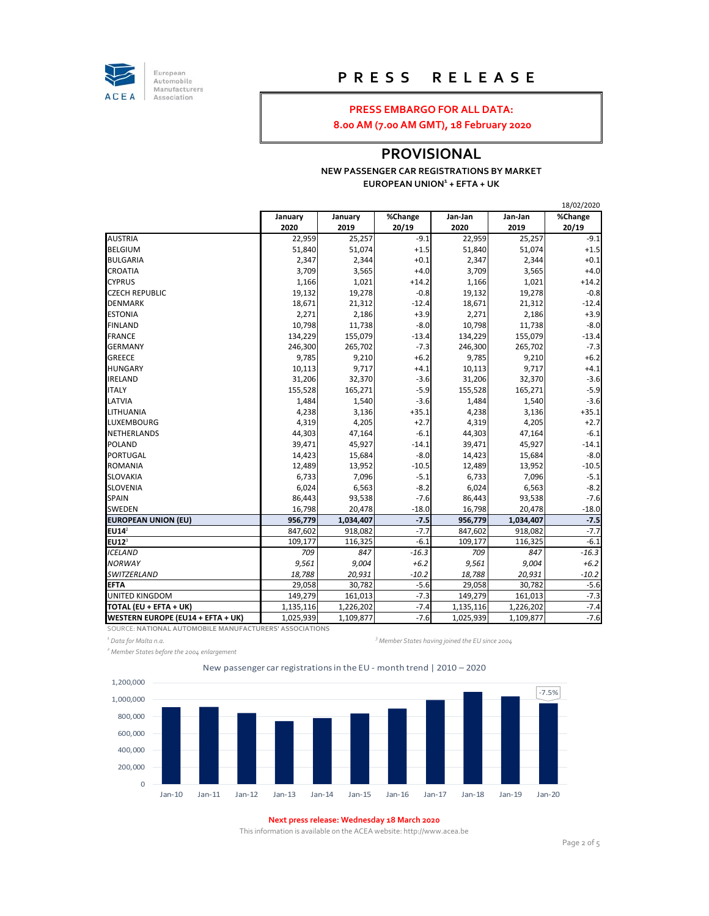# PRESS RELEASE

**PRESS EMBARGO FOR ALL DATA:**
**8.00 AM (7.00 AM GMT), 18 February 2020**

## PROVISIONAL

**NEW PASSENGER CAR REGISTRATIONS BY MARKET**
**EUROPEAN UNION[1] + EFTA + UK**

18/02/2020

| | January 2020 | January 2019 | %Change 20/19 | Jan-Jan 2020 | Jan-Jan 2019 | %Change 20/19 |
|---|---|---|---|---|---|---|
| AUSTRIA | 22,959 | 25,257 | -9.1 | 22,959 | 25,257 | -9.1 |
| BELGIUM | 51,840 | 51,074 | +1.5 | 51,840 | 51,074 | +1.5 |
| BULGARIA | 2,347 | 2,344 | +0.1 | 2,347 | 2,344 | +0.1 |
| CROATIA | 3,709 | 3,565 | +4.0 | 3,709 | 3,565 | +4.0 |
| CYPRUS | 1,166 | 1,021 | +14.2 | 1,166 | 1,021 | +14.2 |
| CZECH REPUBLIC | 19,132 | 19,278 | -0.8 | 19,132 | 19,278 | -0.8 |
| DENMARK | 18,671 | 21,312 | -12.4 | 18,671 | 21,312 | -12.4 |
| ESTONIA | 2,271 | 2,186 | +3.9 | 2,271 | 2,186 | +3.9 |
| FINLAND | 10,798 | 11,738 | -8.0 | 10,798 | 11,738 | -8.0 |
| FRANCE | 134,229 | 155,079 | -13.4 | 134,229 | 155,079 | -13.4 |
| GERMANY | 246,300 | 265,702 | -7.3 | 246,300 | 265,702 | -7.3 |
| GREECE | 9,785 | 9,210 | +6.2 | 9,785 | 9,210 | +6.2 |
| HUNGARY | 10,113 | 9,717 | +4.1 | 10,113 | 9,717 | +4.1 |
| IRELAND | 31,206 | 32,370 | -3.6 | 31,206 | 32,370 | -3.6 |
| ITALY | 155,528 | 165,271 | -5.9 | 155,528 | 165,271 | -5.9 |
| LATVIA | 1,484 | 1,540 | -3.6 | 1,484 | 1,540 | -3.6 |
| LITHUANIA | 4,238 | 3,136 | +35.1 | 4,238 | 3,136 | +35.1 |
| LUXEMBOURG | 4,319 | 4,205 | +2.7 | 4,319 | 4,205 | +2.7 |
| NETHERLANDS | 44,303 | 47,164 | -6.1 | 44,303 | 47,164 | -6.1 |
| POLAND | 39,471 | 45,927 | -14.1 | 39,471 | 45,927 | -14.1 |
| PORTUGAL | 14,423 | 15,684 | -8.0 | 14,423 | 15,684 | -8.0 |
| ROMANIA | 12,489 | 13,952 | -10.5 | 12,489 | 13,952 | -10.5 |
| SLOVAKIA | 6,733 | 7,096 | -5.1 | 6,733 | 7,096 | -5.1 |
| SLOVENIA | 6,024 | 6,563 | -8.2 | 6,024 | 6,563 | -8.2 |
| SPAIN | 86,443 | 93,538 | -7.6 | 86,443 | 93,538 | -7.6 |
| SWEDEN | 16,798 | 20,478 | -18.0 | 16,798 | 20,478 | -18.0 |
| **EUROPEAN UNION (EU)** | **956,779** | **1,034,407** | **-7.5** | **956,779** | **1,034,407** | **-7.5** |
| **EU14[2]** | 847,602 | 918,082 | -7.7 | 847,602 | 918,082 | -7.7 |
| **EU12[3]** | 109,177 | 116,325 | -6.1 | 109,177 | 116,325 | -6.1 |
| *ICELAND* | *709* | *847* | *-16.3* | *709* | *847* | *-16.3* |
| *NORWAY* | *9,561* | *9,004* | *+6.2* | *9,561* | *9,004* | *+6.2* |
| *SWITZERLAND* | *18,788* | *20,931* | *-10.2* | *18,788* | *20,931* | *-10.2* |
| **EFTA** | 29,058 | 30,782 | -5.6 | 29,058 | 30,782 | -5.6 |
| UNITED KINGDOM | 149,279 | 161,013 | -7.3 | 149,279 | 161,013 | -7.3 |
| **TOTAL (EU + EFTA + UK)** | 1,135,116 | 1,226,202 | -7.4 | 1,135,116 | 1,226,202 | -7.4 |
| **WESTERN EUROPE (EU14 + EFTA + UK)** | 1,025,939 | 1,109,877 | -7.6 | 1,025,939 | 1,109,877 | -7.6 |

SOURCE: **NATIONAL AUTOMOBILE MANUFACTURERS' ASSOCIATIONS**

[1] *Data for Malta n.a.*

[2] *Member States before the 2004 enlargement*

[3] *Member States having joined the EU since 2004*

New passenger car registrations in the EU - month trend | 2010 – 2020

| Month | Registrations (approx.) |
|---|---|
| Jan-10 | ~910,000 |
| Jan-11 | ~910,000 |
| Jan-12 | ~840,000 |
| Jan-13 | ~740,000 |
| Jan-14 | ~780,000 |
| Jan-15 | ~830,000 |
| Jan-16 | ~890,000 |
| Jan-17 | ~990,000 |
| Jan-18 | ~1,080,000 |
| Jan-19 | ~1,034,407 |
| Jan-20 | ~956,779 (-7.5%) |

**Next press release: Wednesday 18 March 2020**

This information is available on the ACEA website: http://www.acea.be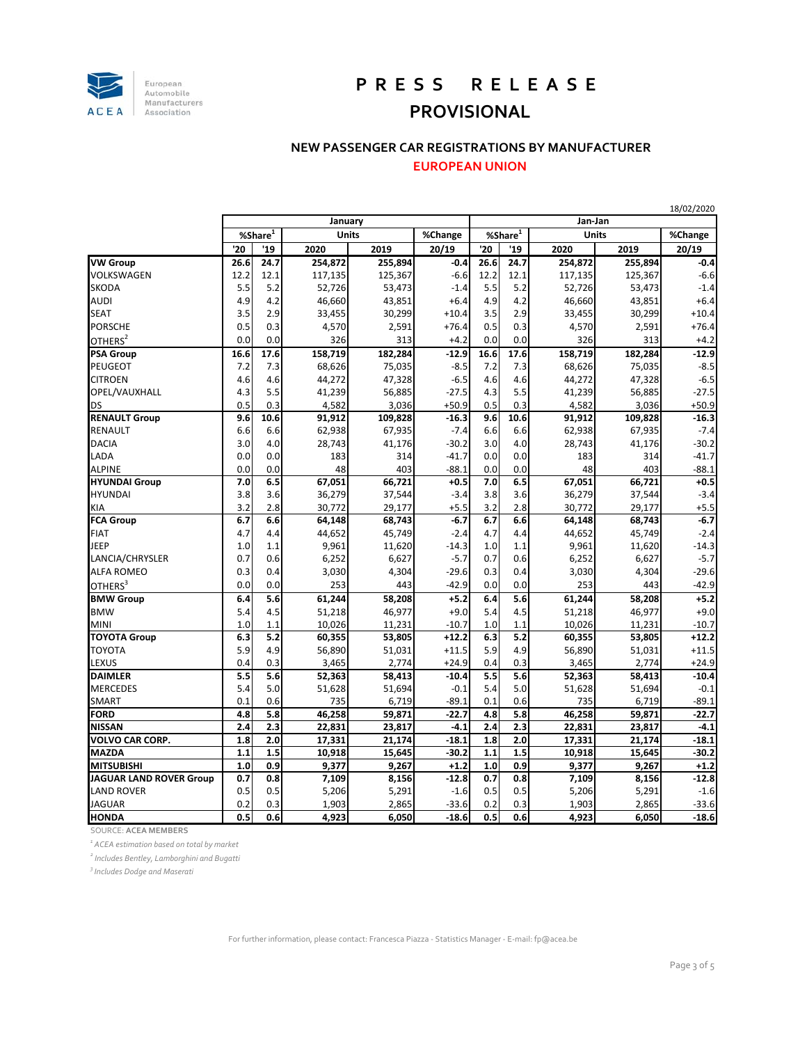European Automobile Manufacturers Association

# PRESS RELEASE

## PROVISIONAL

### NEW PASSENGER CAR REGISTRATIONS BY MANUFACTURER

### EUROPEAN UNION

18/02/2020

| | January | | | | | Jan-Jan | | | | |
|---|---|---|---|---|---|---|---|---|---|---|
| | %Share[1] | | Units | | %Change | %Share[1] | | Units | | %Change |
| | '20 | '19 | 2020 | 2019 | 20/19 | '20 | '19 | 2020 | 2019 | 20/19 |
| **VW Group** | **26.6** | **24.7** | **254,872** | **255,894** | **-0.4** | **26.6** | **24.7** | **254,872** | **255,894** | **-0.4** |
| VOLKSWAGEN | 12.2 | 12.1 | 117,135 | 125,367 | -6.6 | 12.2 | 12.1 | 117,135 | 125,367 | -6.6 |
| SKODA | 5.5 | 5.2 | 52,726 | 53,473 | -1.4 | 5.5 | 5.2 | 52,726 | 53,473 | -1.4 |
| AUDI | 4.9 | 4.2 | 46,660 | 43,851 | +6.4 | 4.9 | 4.2 | 46,660 | 43,851 | +6.4 |
| SEAT | 3.5 | 2.9 | 33,455 | 30,299 | +10.4 | 3.5 | 2.9 | 33,455 | 30,299 | +10.4 |
| PORSCHE | 0.5 | 0.3 | 4,570 | 2,591 | +76.4 | 0.5 | 0.3 | 4,570 | 2,591 | +76.4 |
| OTHERS[2] | 0.0 | 0.0 | 326 | 313 | +4.2 | 0.0 | 0.0 | 326 | 313 | +4.2 |
| **PSA Group** | **16.6** | **17.6** | **158,719** | **182,284** | **-12.9** | **16.6** | **17.6** | **158,719** | **182,284** | **-12.9** |
| PEUGEOT | 7.2 | 7.3 | 68,626 | 75,035 | -8.5 | 7.2 | 7.3 | 68,626 | 75,035 | -8.5 |
| CITROEN | 4.6 | 4.6 | 44,272 | 47,328 | -6.5 | 4.6 | 4.6 | 44,272 | 47,328 | -6.5 |
| OPEL/VAUXHALL | 4.3 | 5.5 | 41,239 | 56,885 | -27.5 | 4.3 | 5.5 | 41,239 | 56,885 | -27.5 |
| DS | 0.5 | 0.3 | 4,582 | 3,036 | +50.9 | 0.5 | 0.3 | 4,582 | 3,036 | +50.9 |
| **RENAULT Group** | **9.6** | **10.6** | **91,912** | **109,828** | **-16.3** | **9.6** | **10.6** | **91,912** | **109,828** | **-16.3** |
| RENAULT | 6.6 | 6.6 | 62,938 | 67,935 | -7.4 | 6.6 | 6.6 | 62,938 | 67,935 | -7.4 |
| DACIA | 3.0 | 4.0 | 28,743 | 41,176 | -30.2 | 3.0 | 4.0 | 28,743 | 41,176 | -30.2 |
| LADA | 0.0 | 0.0 | 183 | 314 | -41.7 | 0.0 | 0.0 | 183 | 314 | -41.7 |
| ALPINE | 0.0 | 0.0 | 48 | 403 | -88.1 | 0.0 | 0.0 | 48 | 403 | -88.1 |
| **HYUNDAI Group** | **7.0** | **6.5** | **67,051** | **66,721** | **+0.5** | **7.0** | **6.5** | **67,051** | **66,721** | **+0.5** |
| HYUNDAI | 3.8 | 3.6 | 36,279 | 37,544 | -3.4 | 3.8 | 3.6 | 36,279 | 37,544 | -3.4 |
| KIA | 3.2 | 2.8 | 30,772 | 29,177 | +5.5 | 3.2 | 2.8 | 30,772 | 29,177 | +5.5 |
| **FCA Group** | **6.7** | **6.6** | **64,148** | **68,743** | **-6.7** | **6.7** | **6.6** | **64,148** | **68,743** | **-6.7** |
| FIAT | 4.7 | 4.4 | 44,652 | 45,749 | -2.4 | 4.7 | 4.4 | 44,652 | 45,749 | -2.4 |
| JEEP | 1.0 | 1.1 | 9,961 | 11,620 | -14.3 | 1.0 | 1.1 | 9,961 | 11,620 | -14.3 |
| LANCIA/CHRYSLER | 0.7 | 0.6 | 6,252 | 6,627 | -5.7 | 0.7 | 0.6 | 6,252 | 6,627 | -5.7 |
| ALFA ROMEO | 0.3 | 0.4 | 3,030 | 4,304 | -29.6 | 0.3 | 0.4 | 3,030 | 4,304 | -29.6 |
| OTHERS[3] | 0.0 | 0.0 | 253 | 443 | -42.9 | 0.0 | 0.0 | 253 | 443 | -42.9 |
| **BMW Group** | **6.4** | **5.6** | **61,244** | **58,208** | **+5.2** | **6.4** | **5.6** | **61,244** | **58,208** | **+5.2** |
| BMW | 5.4 | 4.5 | 51,218 | 46,977 | +9.0 | 5.4 | 4.5 | 51,218 | 46,977 | +9.0 |
| MINI | 1.0 | 1.1 | 10,026 | 11,231 | -10.7 | 1.0 | 1.1 | 10,026 | 11,231 | -10.7 |
| **TOYOTA Group** | **6.3** | **5.2** | **60,355** | **53,805** | **+12.2** | **6.3** | **5.2** | **60,355** | **53,805** | **+12.2** |
| TOYOTA | 5.9 | 4.9 | 56,890 | 51,031 | +11.5 | 5.9 | 4.9 | 56,890 | 51,031 | +11.5 |
| LEXUS | 0.4 | 0.3 | 3,465 | 2,774 | +24.9 | 0.4 | 0.3 | 3,465 | 2,774 | +24.9 |
| **DAIMLER** | **5.5** | **5.6** | **52,363** | **58,413** | **-10.4** | **5.5** | **5.6** | **52,363** | **58,413** | **-10.4** |
| MERCEDES | 5.4 | 5.0 | 51,628 | 51,694 | -0.1 | 5.4 | 5.0 | 51,628 | 51,694 | -0.1 |
| SMART | 0.1 | 0.6 | 735 | 6,719 | -89.1 | 0.1 | 0.6 | 735 | 6,719 | -89.1 |
| **FORD** | **4.8** | **5.8** | **46,258** | **59,871** | **-22.7** | **4.8** | **5.8** | **46,258** | **59,871** | **-22.7** |
| **NISSAN** | **2.4** | **2.3** | **22,831** | **23,817** | **-4.1** | **2.4** | **2.3** | **22,831** | **23,817** | **-4.1** |
| **VOLVO CAR CORP.** | **1.8** | **2.0** | **17,331** | **21,174** | **-18.1** | **1.8** | **2.0** | **17,331** | **21,174** | **-18.1** |
| **MAZDA** | **1.1** | **1.5** | **10,918** | **15,645** | **-30.2** | **1.1** | **1.5** | **10,918** | **15,645** | **-30.2** |
| **MITSUBISHI** | **1.0** | **0.9** | **9,377** | **9,267** | **+1.2** | **1.0** | **0.9** | **9,377** | **9,267** | **+1.2** |
| **JAGUAR LAND ROVER Group** | **0.7** | **0.8** | **7,109** | **8,156** | **-12.8** | **0.7** | **0.8** | **7,109** | **8,156** | **-12.8** |
| LAND ROVER | 0.5 | 0.5 | 5,206 | 5,291 | -1.6 | 0.5 | 0.5 | 5,206 | 5,291 | -1.6 |
| JAGUAR | 0.2 | 0.3 | 1,903 | 2,865 | -33.6 | 0.2 | 0.3 | 1,903 | 2,865 | -33.6 |
| **HONDA** | **0.5** | **0.6** | **4,923** | **6,050** | **-18.6** | **0.5** | **0.6** | **4,923** | **6,050** | **-18.6** |

SOURCE: **ACEA MEMBERS**

*[1] ACEA estimation based on total by market*

*[2] Includes Bentley, Lamborghini and Bugatti*

*[3] Includes Dodge and Maserati*

For further information, please contact: Francesca Piazza - Statistics Manager - E-mail: fp@acea.be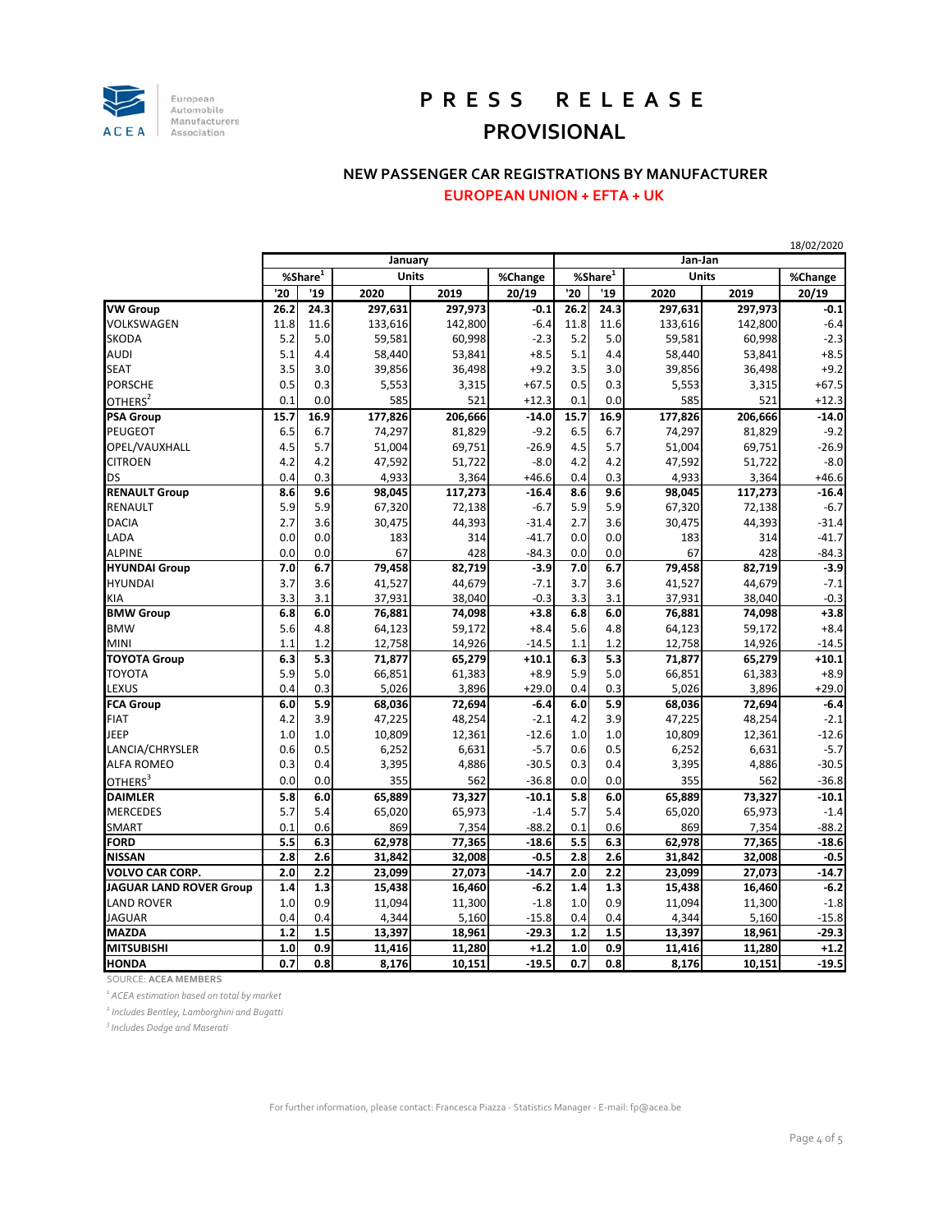# PRESS RELEASE

## PROVISIONAL

### NEW PASSENGER CAR REGISTRATIONS BY MANUFACTURER

### EUROPEAN UNION + EFTA + UK

18/02/2020

| | January | | | | | Jan-Jan | | | | |
|---|---|---|---|---|---|---|---|---|---|---|
| | %Share[1] | | Units | | %Change | %Share[1] | | Units | | %Change |
| | '20 | '19 | 2020 | 2019 | 20/19 | '20 | '19 | 2020 | 2019 | 20/19 |
| **VW Group** | **26.2** | **24.3** | **297,631** | **297,973** | **-0.1** | **26.2** | **24.3** | **297,631** | **297,973** | **-0.1** |
| VOLKSWAGEN | 11.8 | 11.6 | 133,616 | 142,800 | -6.4 | 11.8 | 11.6 | 133,616 | 142,800 | -6.4 |
| SKODA | 5.2 | 5.0 | 59,581 | 60,998 | -2.3 | 5.2 | 5.0 | 59,581 | 60,998 | -2.3 |
| AUDI | 5.1 | 4.4 | 58,440 | 53,841 | +8.5 | 5.1 | 4.4 | 58,440 | 53,841 | +8.5 |
| SEAT | 3.5 | 3.0 | 39,856 | 36,498 | +9.2 | 3.5 | 3.0 | 39,856 | 36,498 | +9.2 |
| PORSCHE | 0.5 | 0.3 | 5,553 | 3,315 | +67.5 | 0.5 | 0.3 | 5,553 | 3,315 | +67.5 |
| OTHERS[2] | 0.1 | 0.0 | 585 | 521 | +12.3 | 0.1 | 0.0 | 585 | 521 | +12.3 |
| **PSA Group** | **15.7** | **16.9** | **177,826** | **206,666** | **-14.0** | **15.7** | **16.9** | **177,826** | **206,666** | **-14.0** |
| PEUGEOT | 6.5 | 6.7 | 74,297 | 81,829 | -9.2 | 6.5 | 6.7 | 74,297 | 81,829 | -9.2 |
| OPEL/VAUXHALL | 4.5 | 5.7 | 51,004 | 69,751 | -26.9 | 4.5 | 5.7 | 51,004 | 69,751 | -26.9 |
| CITROEN | 4.2 | 4.2 | 47,592 | 51,722 | -8.0 | 4.2 | 4.2 | 47,592 | 51,722 | -8.0 |
| DS | 0.4 | 0.3 | 4,933 | 3,364 | +46.6 | 0.4 | 0.3 | 4,933 | 3,364 | +46.6 |
| **RENAULT Group** | **8.6** | **9.6** | **98,045** | **117,273** | **-16.4** | **8.6** | **9.6** | **98,045** | **117,273** | **-16.4** |
| RENAULT | 5.9 | 5.9 | 67,320 | 72,138 | -6.7 | 5.9 | 5.9 | 67,320 | 72,138 | -6.7 |
| DACIA | 2.7 | 3.6 | 30,475 | 44,393 | -31.4 | 2.7 | 3.6 | 30,475 | 44,393 | -31.4 |
| LADA | 0.0 | 0.0 | 183 | 314 | -41.7 | 0.0 | 0.0 | 183 | 314 | -41.7 |
| ALPINE | 0.0 | 0.0 | 67 | 428 | -84.3 | 0.0 | 0.0 | 67 | 428 | -84.3 |
| **HYUNDAI Group** | **7.0** | **6.7** | **79,458** | **82,719** | **-3.9** | **7.0** | **6.7** | **79,458** | **82,719** | **-3.9** |
| HYUNDAI | 3.7 | 3.6 | 41,527 | 44,679 | -7.1 | 3.7 | 3.6 | 41,527 | 44,679 | -7.1 |
| KIA | 3.3 | 3.1 | 37,931 | 38,040 | -0.3 | 3.3 | 3.1 | 37,931 | 38,040 | -0.3 |
| **BMW Group** | **6.8** | **6.0** | **76,881** | **74,098** | **+3.8** | **6.8** | **6.0** | **76,881** | **74,098** | **+3.8** |
| BMW | 5.6 | 4.8 | 64,123 | 59,172 | +8.4 | 5.6 | 4.8 | 64,123 | 59,172 | +8.4 |
| MINI | 1.1 | 1.2 | 12,758 | 14,926 | -14.5 | 1.1 | 1.2 | 12,758 | 14,926 | -14.5 |
| **TOYOTA Group** | **6.3** | **5.3** | **71,877** | **65,279** | **+10.1** | **6.3** | **5.3** | **71,877** | **65,279** | **+10.1** |
| TOYOTA | 5.9 | 5.0 | 66,851 | 61,383 | +8.9 | 5.9 | 5.0 | 66,851 | 61,383 | +8.9 |
| LEXUS | 0.4 | 0.3 | 5,026 | 3,896 | +29.0 | 0.4 | 0.3 | 5,026 | 3,896 | +29.0 |
| **FCA Group** | **6.0** | **5.9** | **68,036** | **72,694** | **-6.4** | **6.0** | **5.9** | **68,036** | **72,694** | **-6.4** |
| FIAT | 4.2 | 3.9 | 47,225 | 48,254 | -2.1 | 4.2 | 3.9 | 47,225 | 48,254 | -2.1 |
| JEEP | 1.0 | 1.0 | 10,809 | 12,361 | -12.6 | 1.0 | 1.0 | 10,809 | 12,361 | -12.6 |
| LANCIA/CHRYSLER | 0.6 | 0.5 | 6,252 | 6,631 | -5.7 | 0.6 | 0.5 | 6,252 | 6,631 | -5.7 |
| ALFA ROMEO | 0.3 | 0.4 | 3,395 | 4,886 | -30.5 | 0.3 | 0.4 | 3,395 | 4,886 | -30.5 |
| OTHERS[3] | 0.0 | 0.0 | 355 | 562 | -36.8 | 0.0 | 0.0 | 355 | 562 | -36.8 |
| **DAIMLER** | **5.8** | **6.0** | **65,889** | **73,327** | **-10.1** | **5.8** | **6.0** | **65,889** | **73,327** | **-10.1** |
| MERCEDES | 5.7 | 5.4 | 65,020 | 65,973 | -1.4 | 5.7 | 5.4 | 65,020 | 65,973 | -1.4 |
| SMART | 0.1 | 0.6 | 869 | 7,354 | -88.2 | 0.1 | 0.6 | 869 | 7,354 | -88.2 |
| **FORD** | **5.5** | **6.3** | **62,978** | **77,365** | **-18.6** | **5.5** | **6.3** | **62,978** | **77,365** | **-18.6** |
| **NISSAN** | **2.8** | **2.6** | **31,842** | **32,008** | **-0.5** | **2.8** | **2.6** | **31,842** | **32,008** | **-0.5** |
| **VOLVO CAR CORP.** | **2.0** | **2.2** | **23,099** | **27,073** | **-14.7** | **2.0** | **2.2** | **23,099** | **27,073** | **-14.7** |
| **JAGUAR LAND ROVER Group** | **1.4** | **1.3** | **15,438** | **16,460** | **-6.2** | **1.4** | **1.3** | **15,438** | **16,460** | **-6.2** |
| LAND ROVER | 1.0 | 0.9 | 11,094 | 11,300 | -1.8 | 1.0 | 0.9 | 11,094 | 11,300 | -1.8 |
| JAGUAR | 0.4 | 0.4 | 4,344 | 5,160 | -15.8 | 0.4 | 0.4 | 4,344 | 5,160 | -15.8 |
| **MAZDA** | **1.2** | **1.5** | **13,397** | **18,961** | **-29.3** | **1.2** | **1.5** | **13,397** | **18,961** | **-29.3** |
| **MITSUBISHI** | **1.0** | **0.9** | **11,416** | **11,280** | **+1.2** | **1.0** | **0.9** | **11,416** | **11,280** | **+1.2** |
| **HONDA** | **0.7** | **0.8** | **8,176** | **10,151** | **-19.5** | **0.7** | **0.8** | **8,176** | **10,151** | **-19.5** |

SOURCE: **ACEA MEMBERS**

*[1] ACEA estimation based on total by market*

*[2] Includes Bentley, Lamborghini and Bugatti*

*[3] Includes Dodge and Maserati*

For further information, please contact: Francesca Piazza - Statistics Manager - E-mail: fp@acea.be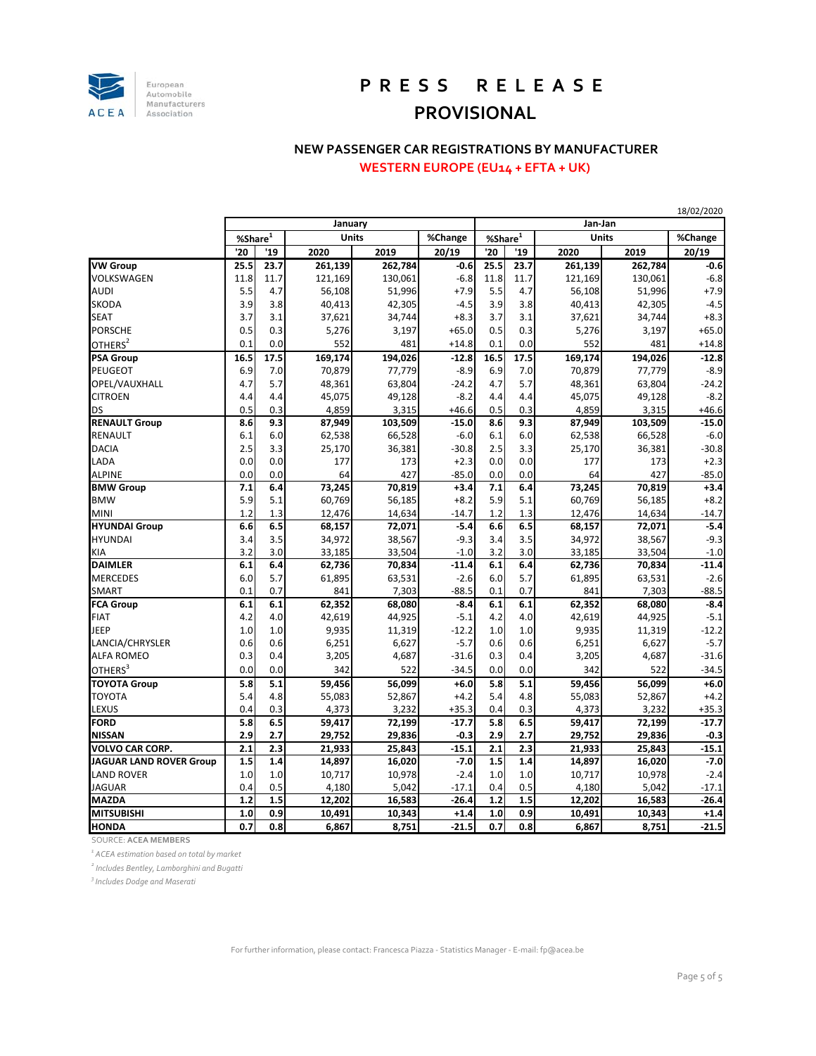# PRESS RELEASE

## PROVISIONAL

### NEW PASSENGER CAR REGISTRATIONS BY MANUFACTURER

### WESTERN EUROPE (EU14 + EFTA + UK)

18/02/2020

| | January | | | | | Jan-Jan | | | | |
|---|---|---|---|---|---|---|---|---|---|---|
| | %Share[1] | | Units | | %Change | %Share[1] | | Units | | %Change |
| | '20 | '19 | 2020 | 2019 | 20/19 | '20 | '19 | 2020 | 2019 | 20/19 |
| **VW Group** | **25.5** | **23.7** | **261,139** | **262,784** | **-0.6** | **25.5** | **23.7** | **261,139** | **262,784** | **-0.6** |
| VOLKSWAGEN | 11.8 | 11.7 | 121,169 | 130,061 | -6.8 | 11.8 | 11.7 | 121,169 | 130,061 | -6.8 |
| AUDI | 5.5 | 4.7 | 56,108 | 51,996 | +7.9 | 5.5 | 4.7 | 56,108 | 51,996 | +7.9 |
| SKODA | 3.9 | 3.8 | 40,413 | 42,305 | -4.5 | 3.9 | 3.8 | 40,413 | 42,305 | -4.5 |
| SEAT | 3.7 | 3.1 | 37,621 | 34,744 | +8.3 | 3.7 | 3.1 | 37,621 | 34,744 | +8.3 |
| PORSCHE | 0.5 | 0.3 | 5,276 | 3,197 | +65.0 | 0.5 | 0.3 | 5,276 | 3,197 | +65.0 |
| OTHERS[2] | 0.1 | 0.0 | 552 | 481 | +14.8 | 0.1 | 0.0 | 552 | 481 | +14.8 |
| **PSA Group** | **16.5** | **17.5** | **169,174** | **194,026** | **-12.8** | **16.5** | **17.5** | **169,174** | **194,026** | **-12.8** |
| PEUGEOT | 6.9 | 7.0 | 70,879 | 77,779 | -8.9 | 6.9 | 7.0 | 70,879 | 77,779 | -8.9 |
| OPEL/VAUXHALL | 4.7 | 5.7 | 48,361 | 63,804 | -24.2 | 4.7 | 5.7 | 48,361 | 63,804 | -24.2 |
| CITROEN | 4.4 | 4.4 | 45,075 | 49,128 | -8.2 | 4.4 | 4.4 | 45,075 | 49,128 | -8.2 |
| DS | 0.5 | 0.3 | 4,859 | 3,315 | +46.6 | 0.5 | 0.3 | 4,859 | 3,315 | +46.6 |
| **RENAULT Group** | **8.6** | **9.3** | **87,949** | **103,509** | **-15.0** | **8.6** | **9.3** | **87,949** | **103,509** | **-15.0** |
| RENAULT | 6.1 | 6.0 | 62,538 | 66,528 | -6.0 | 6.1 | 6.0 | 62,538 | 66,528 | -6.0 |
| DACIA | 2.5 | 3.3 | 25,170 | 36,381 | -30.8 | 2.5 | 3.3 | 25,170 | 36,381 | -30.8 |
| LADA | 0.0 | 0.0 | 177 | 173 | +2.3 | 0.0 | 0.0 | 177 | 173 | +2.3 |
| ALPINE | 0.0 | 0.0 | 64 | 427 | -85.0 | 0.0 | 0.0 | 64 | 427 | -85.0 |
| **BMW Group** | **7.1** | **6.4** | **73,245** | **70,819** | **+3.4** | **7.1** | **6.4** | **73,245** | **70,819** | **+3.4** |
| BMW | 5.9 | 5.1 | 60,769 | 56,185 | +8.2 | 5.9 | 5.1 | 60,769 | 56,185 | +8.2 |
| MINI | 1.2 | 1.3 | 12,476 | 14,634 | -14.7 | 1.2 | 1.3 | 12,476 | 14,634 | -14.7 |
| **HYUNDAI Group** | **6.6** | **6.5** | **68,157** | **72,071** | **-5.4** | **6.6** | **6.5** | **68,157** | **72,071** | **-5.4** |
| HYUNDAI | 3.4 | 3.5 | 34,972 | 38,567 | -9.3 | 3.4 | 3.5 | 34,972 | 38,567 | -9.3 |
| KIA | 3.2 | 3.0 | 33,185 | 33,504 | -1.0 | 3.2 | 3.0 | 33,185 | 33,504 | -1.0 |
| **DAIMLER** | **6.1** | **6.4** | **62,736** | **70,834** | **-11.4** | **6.1** | **6.4** | **62,736** | **70,834** | **-11.4** |
| MERCEDES | 6.0 | 5.7 | 61,895 | 63,531 | -2.6 | 6.0 | 5.7 | 61,895 | 63,531 | -2.6 |
| SMART | 0.1 | 0.7 | 841 | 7,303 | -88.5 | 0.1 | 0.7 | 841 | 7,303 | -88.5 |
| **FCA Group** | **6.1** | **6.1** | **62,352** | **68,080** | **-8.4** | **6.1** | **6.1** | **62,352** | **68,080** | **-8.4** |
| FIAT | 4.2 | 4.0 | 42,619 | 44,925 | -5.1 | 4.2 | 4.0 | 42,619 | 44,925 | -5.1 |
| JEEP | 1.0 | 1.0 | 9,935 | 11,319 | -12.2 | 1.0 | 1.0 | 9,935 | 11,319 | -12.2 |
| LANCIA/CHRYSLER | 0.6 | 0.6 | 6,251 | 6,627 | -5.7 | 0.6 | 0.6 | 6,251 | 6,627 | -5.7 |
| ALFA ROMEO | 0.3 | 0.4 | 3,205 | 4,687 | -31.6 | 0.3 | 0.4 | 3,205 | 4,687 | -31.6 |
| OTHERS[3] | 0.0 | 0.0 | 342 | 522 | -34.5 | 0.0 | 0.0 | 342 | 522 | -34.5 |
| **TOYOTA Group** | **5.8** | **5.1** | **59,456** | **56,099** | **+6.0** | **5.8** | **5.1** | **59,456** | **56,099** | **+6.0** |
| TOYOTA | 5.4 | 4.8 | 55,083 | 52,867 | +4.2 | 5.4 | 4.8 | 55,083 | 52,867 | +4.2 |
| LEXUS | 0.4 | 0.3 | 4,373 | 3,232 | +35.3 | 0.4 | 0.3 | 4,373 | 3,232 | +35.3 |
| **FORD** | **5.8** | **6.5** | **59,417** | **72,199** | **-17.7** | **5.8** | **6.5** | **59,417** | **72,199** | **-17.7** |
| **NISSAN** | **2.9** | **2.7** | **29,752** | **29,836** | **-0.3** | **2.9** | **2.7** | **29,752** | **29,836** | **-0.3** |
| **VOLVO CAR CORP.** | **2.1** | **2.3** | **21,933** | **25,843** | **-15.1** | **2.1** | **2.3** | **21,933** | **25,843** | **-15.1** |
| **JAGUAR LAND ROVER Group** | **1.5** | **1.4** | **14,897** | **16,020** | **-7.0** | **1.5** | **1.4** | **14,897** | **16,020** | **-7.0** |
| LAND ROVER | 1.0 | 1.0 | 10,717 | 10,978 | -2.4 | 1.0 | 1.0 | 10,717 | 10,978 | -2.4 |
| JAGUAR | 0.4 | 0.5 | 4,180 | 5,042 | -17.1 | 0.4 | 0.5 | 4,180 | 5,042 | -17.1 |
| **MAZDA** | **1.2** | **1.5** | **12,202** | **16,583** | **-26.4** | **1.2** | **1.5** | **12,202** | **16,583** | **-26.4** |
| **MITSUBISHI** | **1.0** | **0.9** | **10,491** | **10,343** | **+1.4** | **1.0** | **0.9** | **10,491** | **10,343** | **+1.4** |
| **HONDA** | **0.7** | **0.8** | **6,867** | **8,751** | **-21.5** | **0.7** | **0.8** | **6,867** | **8,751** | **-21.5** |

SOURCE: **ACEA MEMBERS**

*[1] ACEA estimation based on total by market*

*[2] Includes Bentley, Lamborghini and Bugatti*

*[3] Includes Dodge and Maserati*

For further information, please contact: Francesca Piazza - Statistics Manager - E-mail: fp@acea.be